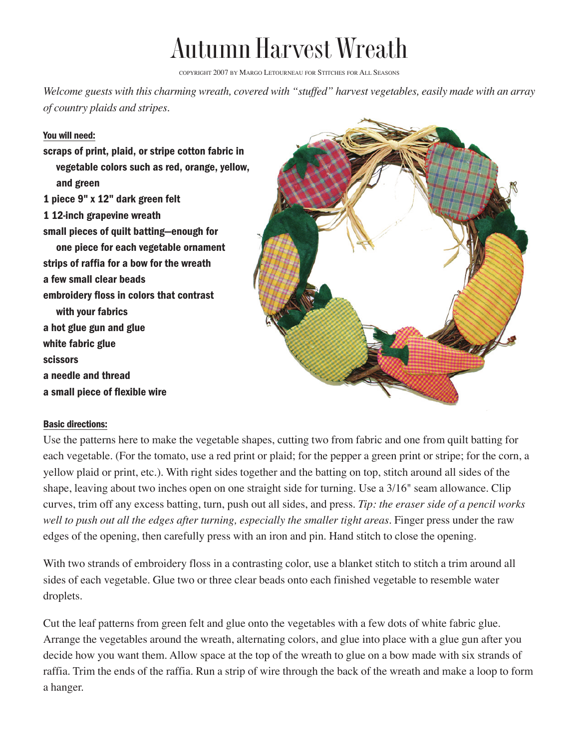# Autumn Harvest Wreath

COPYRIGHT 2007 BY MARGO LETOURNEAU FOR STITCHES FOR ALL SEASONS

*Welcome guests with this charming wreath, covered with "stuffed" harvest vegetables, easily made with an array of country plaids and stripes.*

**You will need:**

- scraps of print, plaid, or stripe cotton fabric in vegetable colors such as red, orange, yellow, and green
- 1 piece 9" x 12" dark green felt
- 1 12-inch grapevine wreath
- small pieces of quilt batting—enough for one piece for each vegetable ornament
- strips of raffia for a bow for the wreath
- a few small clear beads
- embroidery floss in colors that contrast with your fabrics
- a hot glue gun and glue
- white fabric glue
- scissors
- a needle and thread
- a small piece of flexible wire

**Basic directions:**

Use the patterns here to make the vegetable shapes, cutting two from fabric and one from quilt batting for each vegetable. (For the tomato, use a red print or plaid; for the pepper a green print or stripe; for the corn, a yellow plaid or print, etc.). With right sides together and the batting on top, stitch around all sides of the shape, leaving about two inches open on one straight side for turning. Use a 3/16" seam allowance. Clip curves, trim off any excess batting, turn, push out all sides, and press. *Tip: the eraser side of a pencil works well to push out all the edges after turning, especially the smaller tight areas*. Finger press under the raw edges of the opening, then carefully press with an iron and pin. Hand stitch to close the opening.

With two strands of embroidery floss in a contrasting color, use a blanket stitch to stitch a trim around all sides of each vegetable. Glue two or three clear beads onto each finished vegetable to resemble water droplets.

Cut the leaf patterns from green felt and glue onto the vegetables with a few dots of white fabric glue. Arrange the vegetables around the wreath, alternating colors, and glue into place with a glue gun after you decide how you want them. Allow space at the top of the wreath to glue on a bow made with six strands of raffia. Trim the ends of the raffia. Run a strip of wire through the back of the wreath and make a loop to form a hanger.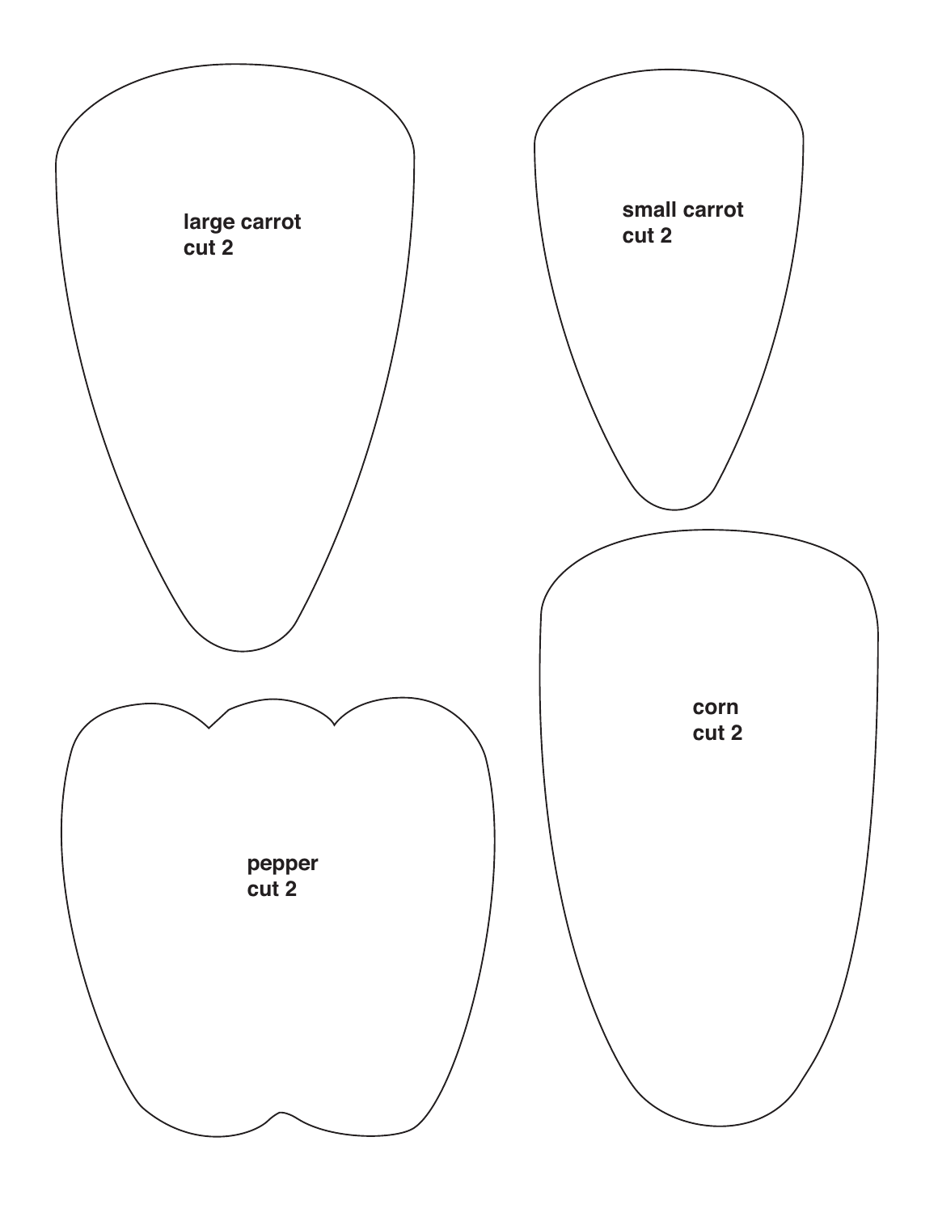large carrot
cut 2

small carrot
cut 2

corn
cut 2

pepper
cut 2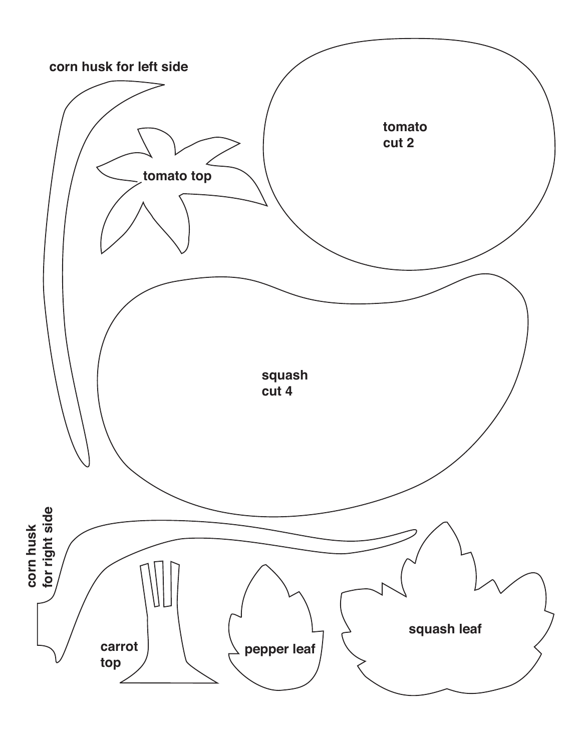corn husk for left side

tomato
cut 2

tomato top

squash
cut 4

corn husk
for right side

carrot
top

pepper leaf

squash leaf